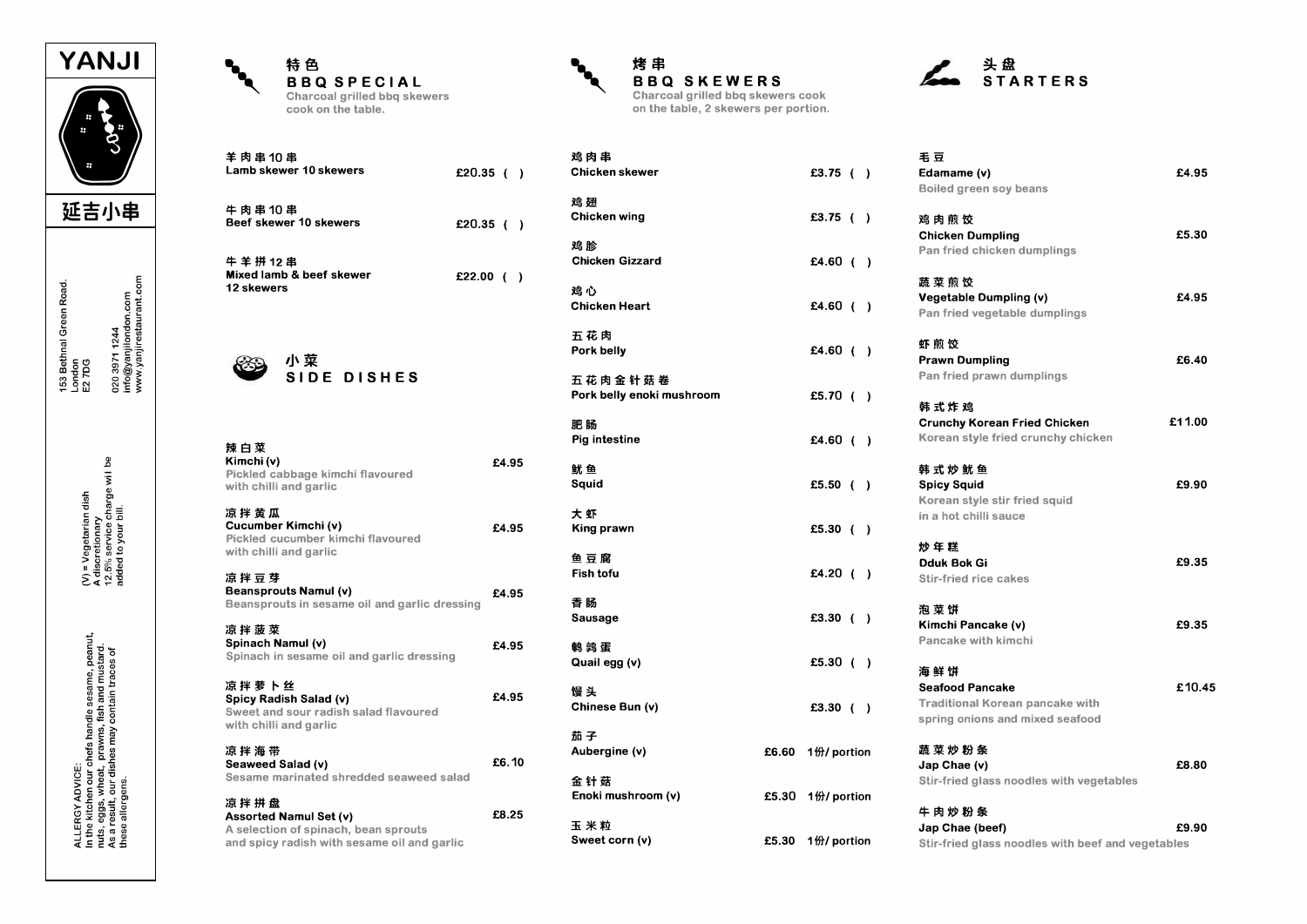# YANJI

## 延吉小串

153 Bethnal Green Road.
London
E2 7DG

020 3971 1244
info@yanjilondon.com
www.yanjirestaurant.com

(V) = Vegetarian dish
A discretionary
12.5% service charge wil be
added to your bill.

ALLERGY ADVICE:
In the kitchen our chefs handle sesame, peanut, nuts, eggs, wheat, prawns, fish and mustard. As a result, our dishes may contain traces of these allergens.

## 特色 BBQ SPECIAL

Charcoal grilled bbq skewers cook on the table.

| Item | Price | |
|---|---|---|
| 羊肉串10串 **Lamb skewer 10 skewers** | £20.35 | ( ) |
| 牛肉串10串 **Beef skewer 10 skewers** | £20.35 | ( ) |
| 牛羊拼12串 **Mixed lamb & beef skewer 12 skewers** | £22.00 | ( ) |

## 小菜 SIDE DISHES

| Item | Price |
|---|---|
| 辣白菜 **Kimchi (v)** Pickled cabbage kimchi flavoured with chilli and garlic | £4.95 |
| 凉拌黄瓜 **Cucumber Kimchi (v)** Pickled cucumber kimchi flavoured with chilli and garlic | £4.95 |
| 凉拌豆芽 **Beansprouts Namul (v)** Beansprouts in sesame oil and garlic dressing | £4.95 |
| 凉拌菠菜 **Spinach Namul (v)** Spinach in sesame oil and garlic dressing | £4.95 |
| 凉拌萝卜丝 **Spicy Radish Salad (v)** Sweet and sour radish salad flavoured with chilli and garlic | £4.95 |
| 凉拌海带 **Seaweed Salad (v)** Sesame marinated shredded seaweed salad | £6.10 |
| 凉拌拼盘 **Assorted Namul Set (v)** A selection of spinach, bean sprouts and spicy radish with sesame oil and garlic | £8.25 |

## 烤串 BBQ SKEWERS

Charcoal grilled bbq skewers cook on the table, 2 skewers per portion.

| Item | Price | |
|---|---|---|
| 鸡肉串 **Chicken skewer** | £3.75 | ( ) |
| 鸡翅 **Chicken wing** | £3.75 | ( ) |
| 鸡胗 **Chicken Gizzard** | £4.60 | ( ) |
| 鸡心 **Chicken Heart** | £4.60 | ( ) |
| 五花肉 **Pork belly** | £4.60 | ( ) |
| 五花肉金针菇卷 **Pork belly enoki mushroom** | £5.70 | ( ) |
| 肥肠 **Pig intestine** | £4.60 | ( ) |
| 鱿鱼 **Squid** | £5.50 | ( ) |
| 大虾 **King prawn** | £5.30 | ( ) |
| 鱼豆腐 **Fish tofu** | £4.20 | ( ) |
| 香肠 **Sausage** | £3.30 | ( ) |
| 鹌鹑蛋 **Quail egg (v)** | £5.30 | ( ) |
| 馒头 **Chinese Bun (v)** | £3.30 | ( ) |
| 茄子 **Aubergine (v)** | £6.60 | 1份/ portion |
| 金针菇 **Enoki mushroom (v)** | £5.30 | 1份/ portion |
| 玉米粒 **Sweet corn (v)** | £5.30 | 1份/ portion |

## 头盘 STARTERS

| Item | Price |
|---|---|
| 毛豆 **Edamame (v)** Boiled green soy beans | £4.95 |
| 鸡肉煎饺 **Chicken Dumpling** Pan fried chicken dumplings | £5.30 |
| 蔬菜煎饺 **Vegetable Dumpling (v)** Pan fried vegetable dumplings | £4.95 |
| 虾煎饺 **Prawn Dumpling** Pan fried prawn dumplings | £6.40 |
| 韩式炸鸡 **Crunchy Korean Fried Chicken** Korean style fried crunchy chicken | £11.00 |
| 韩式炒鱿鱼 **Spicy Squid** Korean style stir fried squid in a hot chilli sauce | £9.90 |
| 炒年糕 **Dduk Bok Gi** Stir-fried rice cakes | £9.35 |
| 泡菜饼 **Kimchi Pancake (v)** Pancake with kimchi | £9.35 |
| 海鲜饼 **Seafood Pancake** Traditional Korean pancake with spring onions and mixed seafood | £10.45 |
| 蔬菜炒粉条 **Jap Chae (v)** Stir-fried glass noodles with vegetables | £8.80 |
| 牛肉炒粉条 **Jap Chae (beef)** Stir-fried glass noodles with beef and vegetables | £9.90 |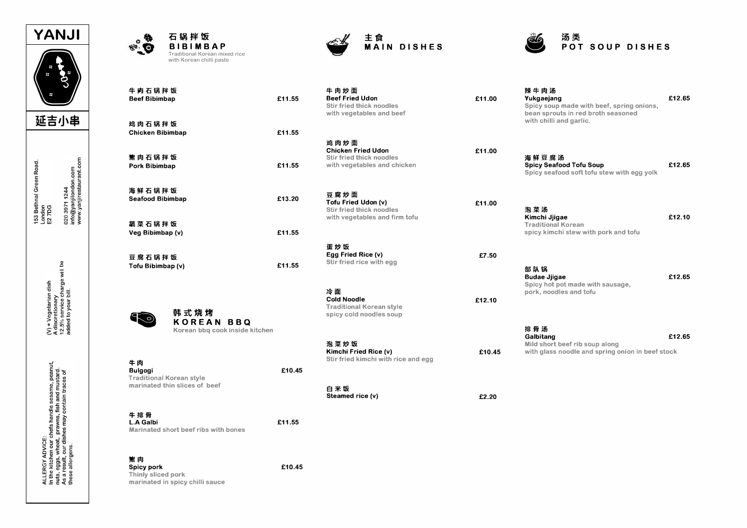# YANJI

## 延吉小串

153 Bethnal Green Road.
London
E2 7DG

020 3971 1244
info@yanjilondon.com
www.yanjirestaurant.com

(V) = Vegetarian dish
A discretionary
12.5% service charge wil be
added to your bill.

ALLERGY ADVICE:
In the kitchen our chefs handle sesame, peanut, nuts, eggs, wheat, prawns, fish and mustard.
As a result, our dishes may contain traces of these allergens.

## 石锅拌饭 BIBIMBAP

Traditional Korean mixed rice with Korean chilli paste

牛肉石锅拌饭
**Beef Bibimbap** — £11.55

鸡肉石锅拌饭
**Chicken Bibimbap** — £11.55

猪肉石锅拌饭
**Pork Bibimbap** — £11.55

海鲜石锅拌饭
**Seafood Bibimbap** — £13.20

蔬菜石锅拌饭
**Veg Bibimbap (v)** — £11.55

豆腐石锅拌饭
**Tofu Bibimbap (v)** — £11.55

## 韩式烧烤 KOREAN BBQ

Korean bbq cook inside kitchen

牛肉
**Bulgogi** — £10.45
Traditional Korean style marinated thin slices of beef

牛排骨
**L.A Galbi** — £11.55
Marinated short beef ribs with bones

猪肉
**Spicy pork** — £10.45
Thinly sliced pork marinated in spicy chilli sauce

## 主食 MAIN DISHES

牛肉炒面
**Beef Fried Udon** — £11.00
Stir fried thick noodles with vegetables and beef

鸡肉炒面
**Chicken Fried Udon** — £11.00
Stir fried thick noodles with vegetables and chicken

豆腐炒面
**Tofu Fried Udon (v)** — £11.00
Stir fried thick noodles with vegetables and firm tofu

蛋炒饭
**Egg Fried Rice (v)** — £7.50
Stir fried rice with egg

冷面
**Cold Noodle** — £12.10
Traditional Korean style spicy cold noodles soup

泡菜炒饭
**Kimchi Fried Rice (v)** — £10.45
Stir fried kimchi with rice and egg

白米饭
**Steamed rice (v)** — £2.20

## 汤类 POT SOUP DISHES

辣牛肉汤
**Yukgaejang** — £12.65
Spicy soup made with beef, spring onions, bean sprouts in red broth seasoned with chilli and garlic.

海鲜豆腐汤
**Spicy Seafood Tofu Soup** — £12.65
Spicy seafood soft tofu stew with egg yolk

泡菜汤
**Kimchi Jjigae** — £12.10
Traditional Korean spicy kimchi stew with pork and tofu

部队锅
**Budae Jjigae** — £12.65
Spicy hot pot made with sausage, pork, noodles and tofu

排骨汤
**Galbitang** — £12.65
Mild short beef rib soup along with glass noodle and spring onion in beef stock